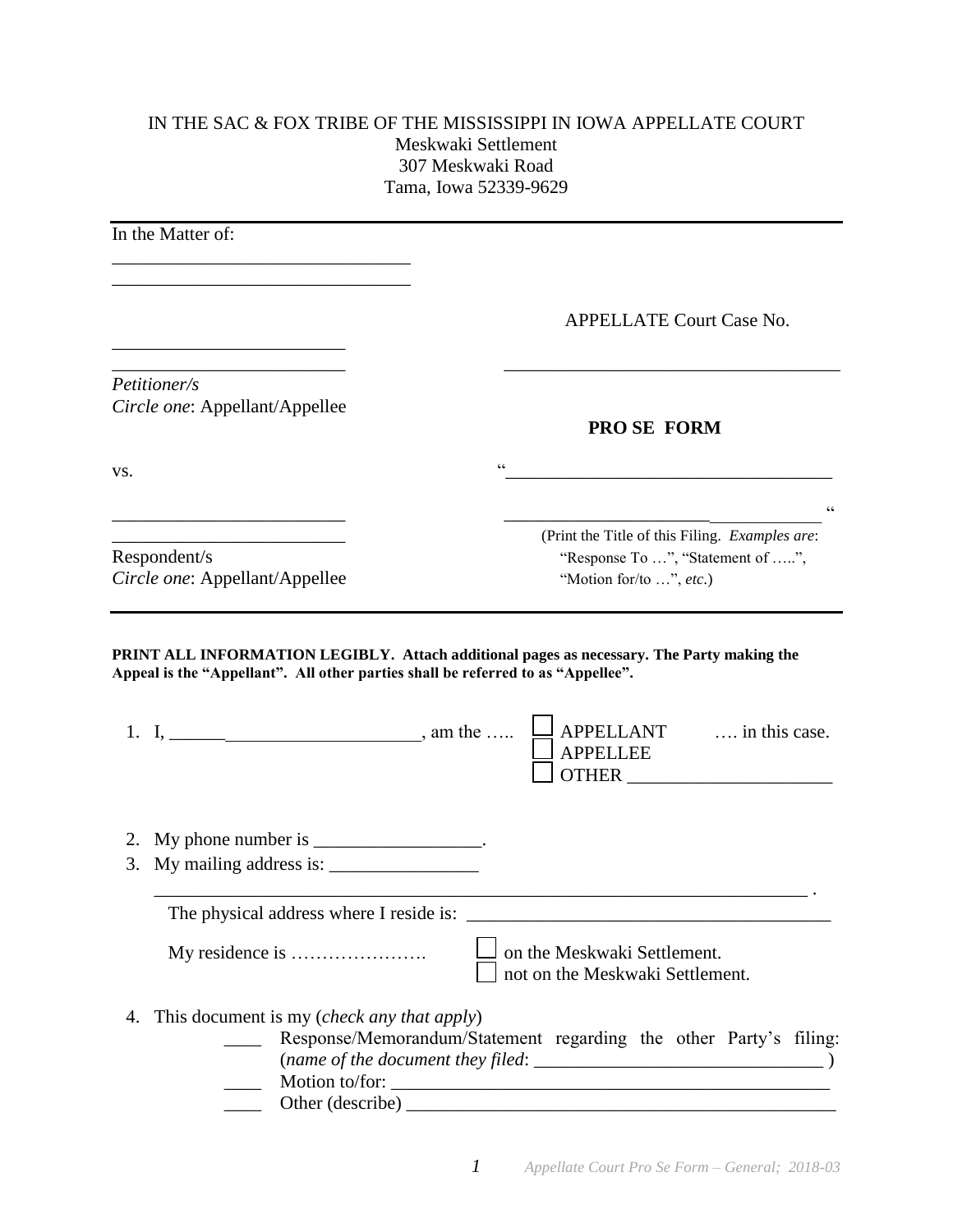IN THE SAC & FOX TRIBE OF THE MISSISSIPPI IN IOWA APPELLATE COURT
Meskwaki Settlement
307 Meskwaki Road
Tama, Iowa 52339-9629

---

In the Matter of:

_______________________________
_______________________________

APPELLATE Court Case No.

_________________________
_________________________ ___________________________________

*Petitioner/s*
*Circle one*: Appellant/Appellee

**PRO SE FORM**

vs. "___________________________________

_________________________ ______________________ ___________ "
_________________________

(Print the Title of this Filing. *Examples are*: "Response To …", "Statement of …..", "Motion for/to …", *etc.*)

Respondent/s
*Circle one*: Appellant/Appellee

---

**PRINT ALL INFORMATION LEGIBLY. Attach additional pages as necessary. The Party making the Appeal is the "Appellant". All other parties shall be referred to as "Appellee".**

1. I, ______ ____________________, am the ….. ☐ APPELLANT ☐ APPELLEE ☐ OTHER _____________________ …. in this case.

2. My phone number is __________________.
3. My mailing address is: ________________

   _______________________________________________________________________ .

   The physical address where I reside is: _______________________________________

   My residence is …………………. ☐ on the Meskwaki Settlement.
   ☐ not on the Meskwaki Settlement.

4. This document is my (*check any that apply*)
   - ____ Response/Memorandum/Statement regarding the other Party's filing: (*name of the document they filed*: _______________________________ )
   - ____ Motion to/for: ______________________________________________
   - ____ Other (describe) ____________________________________________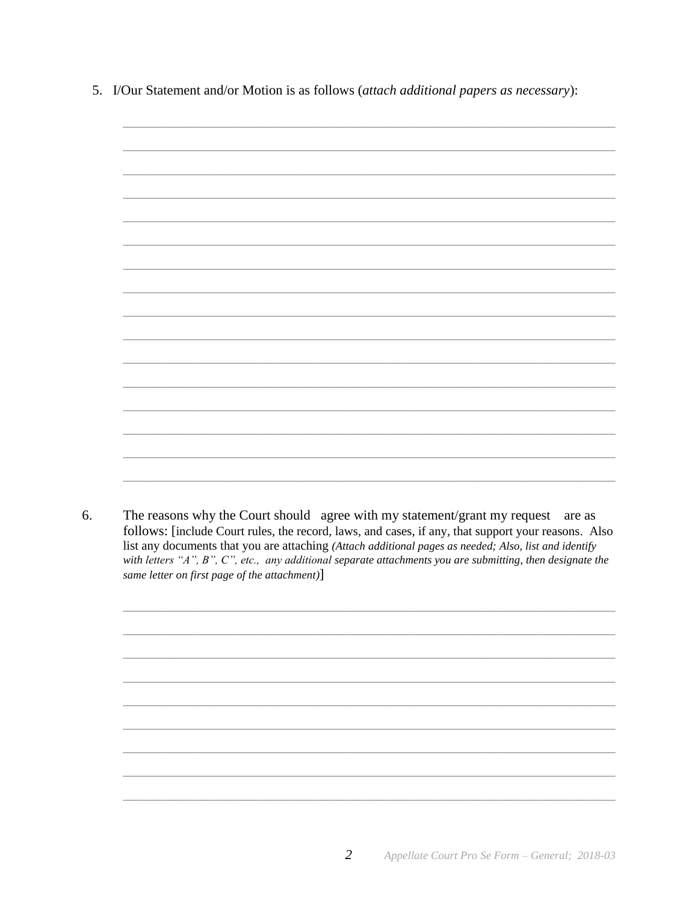5. I/Our Statement and/or Motion is as follows (*attach additional papers as necessary*):

________________________________________________________________________

________________________________________________________________________

________________________________________________________________________

________________________________________________________________________

________________________________________________________________________

________________________________________________________________________

________________________________________________________________________

________________________________________________________________________

________________________________________________________________________

________________________________________________________________________

________________________________________________________________________

________________________________________________________________________

________________________________________________________________________

________________________________________________________________________

________________________________________________________________________

________________________________________________________________________

6. The reasons why the Court should agree with my statement/grant my request are as follows: [include Court rules, the record, laws, and cases, if any, that support your reasons. Also list any documents that you are attaching *(Attach additional pages as needed; Also, list and identify with letters "A", B", C", etc., any additional separate attachments you are submitting, then designate the same letter on first page of the attachment)*]

________________________________________________________________________

________________________________________________________________________

________________________________________________________________________

________________________________________________________________________

________________________________________________________________________

________________________________________________________________________

________________________________________________________________________

________________________________________________________________________

________________________________________________________________________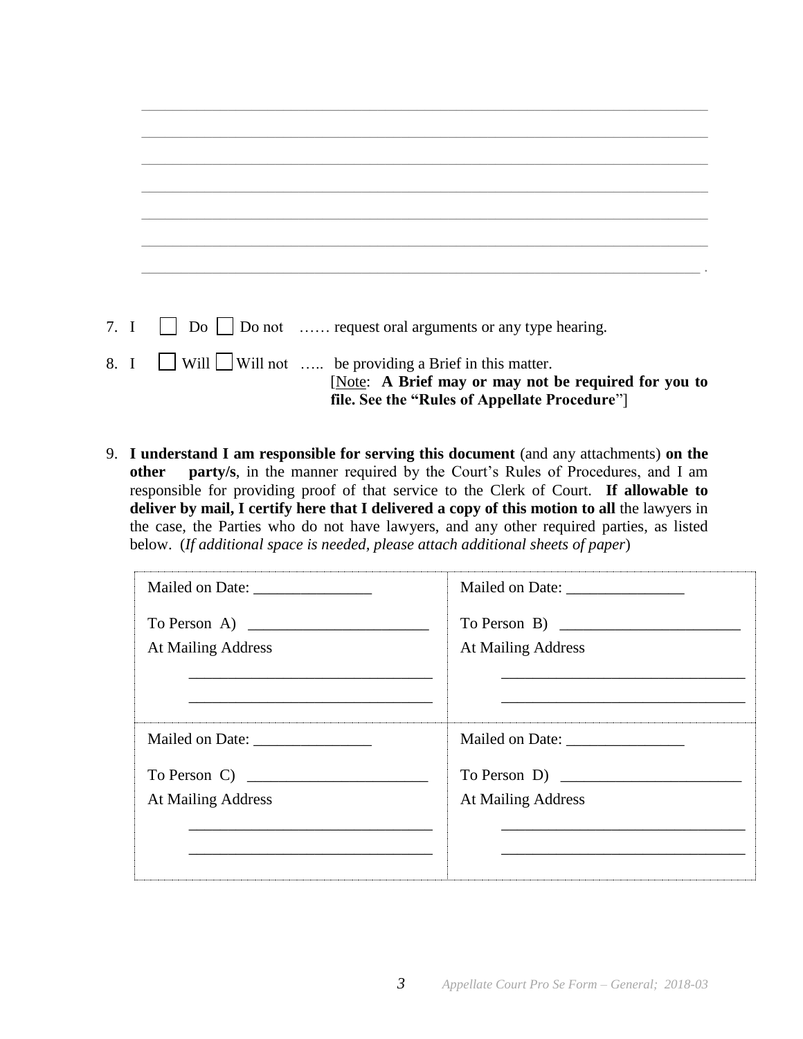\_\_\_\_\_\_\_\_\_\_\_\_\_\_\_\_\_\_\_\_\_\_\_\_\_\_\_\_\_\_\_\_\_\_\_\_\_\_\_\_\_\_\_\_\_\_\_\_\_\_\_\_\_\_\_\_\_\_\_\_\_\_\_\_\_\_\_\_\_\_

\_\_\_\_\_\_\_\_\_\_\_\_\_\_\_\_\_\_\_\_\_\_\_\_\_\_\_\_\_\_\_\_\_\_\_\_\_\_\_\_\_\_\_\_\_\_\_\_\_\_\_\_\_\_\_\_\_\_\_\_\_\_\_\_\_\_\_\_\_\_

\_\_\_\_\_\_\_\_\_\_\_\_\_\_\_\_\_\_\_\_\_\_\_\_\_\_\_\_\_\_\_\_\_\_\_\_\_\_\_\_\_\_\_\_\_\_\_\_\_\_\_\_\_\_\_\_\_\_\_\_\_\_\_\_\_\_\_\_\_\_

\_\_\_\_\_\_\_\_\_\_\_\_\_\_\_\_\_\_\_\_\_\_\_\_\_\_\_\_\_\_\_\_\_\_\_\_\_\_\_\_\_\_\_\_\_\_\_\_\_\_\_\_\_\_\_\_\_\_\_\_\_\_\_\_\_\_\_\_\_\_

\_\_\_\_\_\_\_\_\_\_\_\_\_\_\_\_\_\_\_\_\_\_\_\_\_\_\_\_\_\_\_\_\_\_\_\_\_\_\_\_\_\_\_\_\_\_\_\_\_\_\_\_\_\_\_\_\_\_\_\_\_\_\_\_\_\_\_\_\_\_

\_\_\_\_\_\_\_\_\_\_\_\_\_\_\_\_\_\_\_\_\_\_\_\_\_\_\_\_\_\_\_\_\_\_\_\_\_\_\_\_\_\_\_\_\_\_\_\_\_\_\_\_\_\_\_\_\_\_\_\_\_\_\_\_\_\_\_\_\_\_

\_\_\_\_\_\_\_\_\_\_\_\_\_\_\_\_\_\_\_\_\_\_\_\_\_\_\_\_\_\_\_\_\_\_\_\_\_\_\_\_\_\_\_\_\_\_\_\_\_\_\_\_\_\_\_\_\_\_\_\_\_\_\_\_\_\_\_\_\_ .

7. I ☐ Do ☐ Do not …… request oral arguments or any type hearing.

8. I ☐ Will ☐ Will not ….. be providing a Brief in this matter.
   [Note: **A Brief may or may not be required for you to file. See the "Rules of Appellate Procedure**"]

9. **I understand I am responsible for serving this document** (and any attachments) **on the other party/s**, in the manner required by the Court's Rules of Procedures, and I am responsible for providing proof of that service to the Clerk of Court. **If allowable to deliver by mail, I certify here that I delivered a copy of this motion to all** the lawyers in the case, the Parties who do not have lawyers, and any other required parties, as listed below. (*If additional space is needed, please attach additional sheets of paper*)

| | |
|---|---|
| Mailed on Date: \_\_\_\_\_\_\_\_\_\_\_\_\_\_\_ <br> To Person A) \_\_\_\_\_\_\_\_\_\_\_\_\_\_\_\_\_\_\_\_\_\_\_ <br> At Mailing Address <br> \_\_\_\_\_\_\_\_\_\_\_\_\_\_\_\_\_\_\_\_\_\_\_\_\_\_\_\_\_\_ <br> \_\_\_\_\_\_\_\_\_\_\_\_\_\_\_\_\_\_\_\_\_\_\_\_\_\_\_\_\_\_ | Mailed on Date: \_\_\_\_\_\_\_\_\_\_\_\_\_\_\_ <br> To Person B) \_\_\_\_\_\_\_\_\_\_\_\_\_\_\_\_\_\_\_\_\_\_\_ <br> At Mailing Address <br> \_\_\_\_\_\_\_\_\_\_\_\_\_\_\_\_\_\_\_\_\_\_\_\_\_\_\_\_\_\_ <br> \_\_\_\_\_\_\_\_\_\_\_\_\_\_\_\_\_\_\_\_\_\_\_\_\_\_\_\_\_\_ |
| Mailed on Date: \_\_\_\_\_\_\_\_\_\_\_\_\_\_\_ <br> To Person C) \_\_\_\_\_\_\_\_\_\_\_\_\_\_\_\_\_\_\_\_\_\_\_ <br> At Mailing Address <br> \_\_\_\_\_\_\_\_\_\_\_\_\_\_\_\_\_\_\_\_\_\_\_\_\_\_\_\_\_\_ <br> \_\_\_\_\_\_\_\_\_\_\_\_\_\_\_\_\_\_\_\_\_\_\_\_\_\_\_\_\_\_ | Mailed on Date: \_\_\_\_\_\_\_\_\_\_\_\_\_\_\_ <br> To Person D) \_\_\_\_\_\_\_\_\_\_\_\_\_\_\_\_\_\_\_\_\_\_\_ <br> At Mailing Address <br> \_\_\_\_\_\_\_\_\_\_\_\_\_\_\_\_\_\_\_\_\_\_\_\_\_\_\_\_\_\_ <br> \_\_\_\_\_\_\_\_\_\_\_\_\_\_\_\_\_\_\_\_\_\_\_\_\_\_\_\_\_\_ |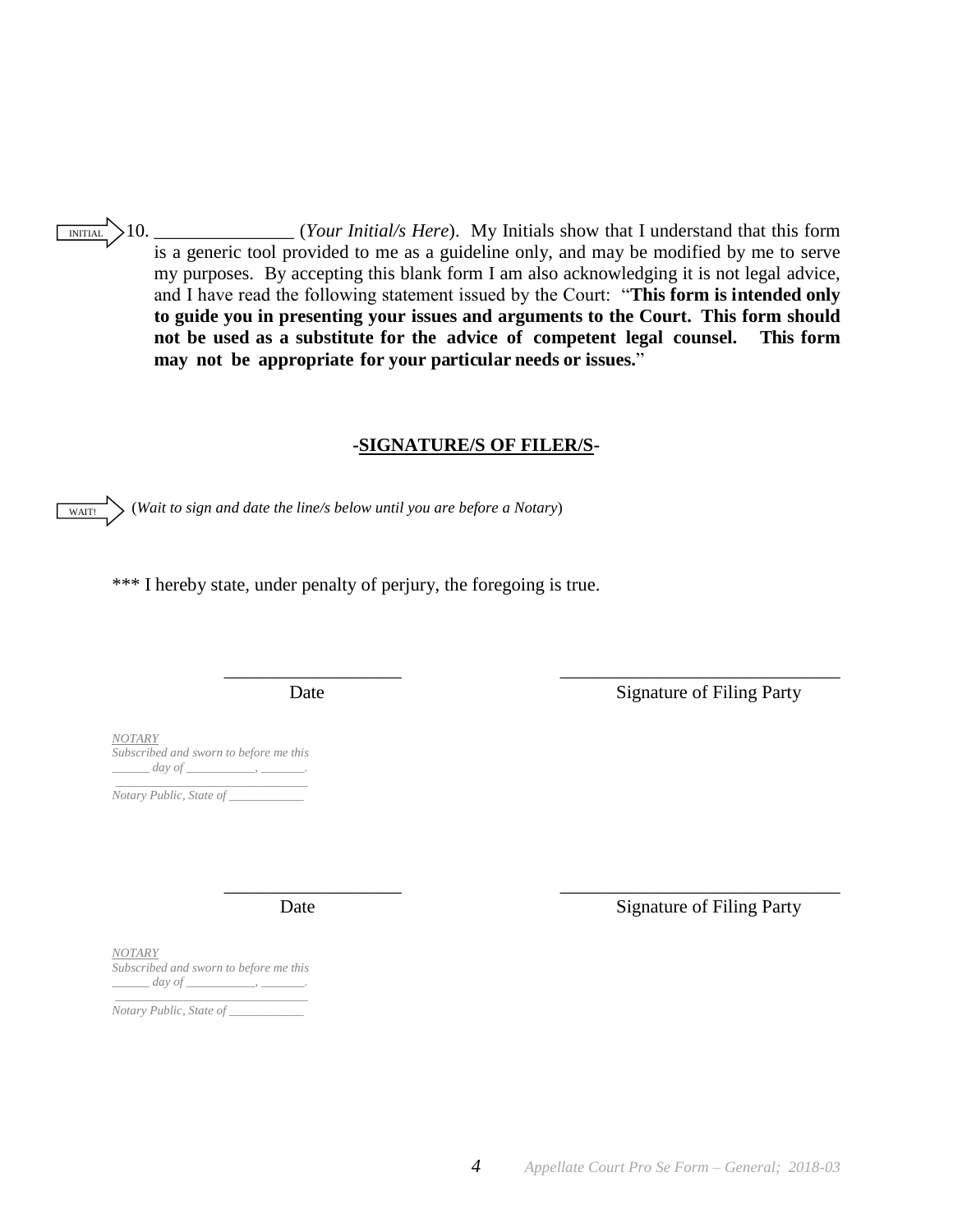INITIAL 10. _______________ (*Your Initial/s Here*). My Initials show that I understand that this form is a generic tool provided to me as a guideline only, and may be modified by me to serve my purposes. By accepting this blank form I am also acknowledging it is not legal advice, and I have read the following statement issued by the Court: "**This form is intended only to guide you in presenting your issues and arguments to the Court. This form should not be used as a substitute for the advice of competent legal counsel. This form may not be appropriate for your particular needs or issues.**"

## -SIGNATURE/S OF FILER/S-

WAIT! (*Wait to sign and date the line/s below until you are before a Notary*)

*** I hereby state, under penalty of perjury, the foregoing is true.

___________________ ______________________________

Date Signature of Filing Party

*NOTARY*
*Subscribed and sworn to before me this ______ day of ___________, _______.*
*______________________________*
*Notary Public, State of ____________*

___________________ ______________________________

Date Signature of Filing Party

*NOTARY*
*Subscribed and sworn to before me this ______ day of ___________, _______.*
*______________________________*
*Notary Public, State of ____________*